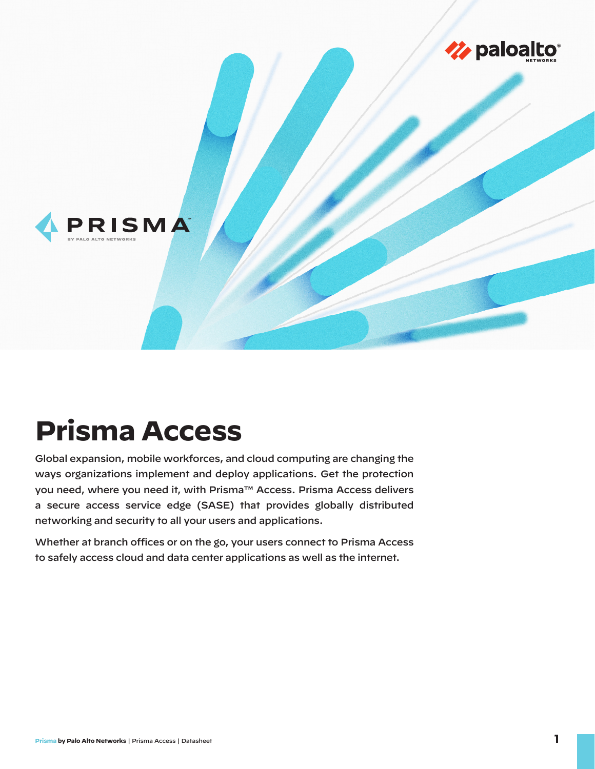# Prisma Access

Global expansion, mobile workforces, and cloud computing are changing the ways organizations implement and deploy applications. Get the protection you need, where you need it, with Prisma™ Access. Prisma Access delivers a secure access service edge (SASE) that provides globally distributed networking and security to all your users and applications.

Whether at branch offices or on the go, your users connect to Prisma Access to safely access cloud and data center applications as well as the internet.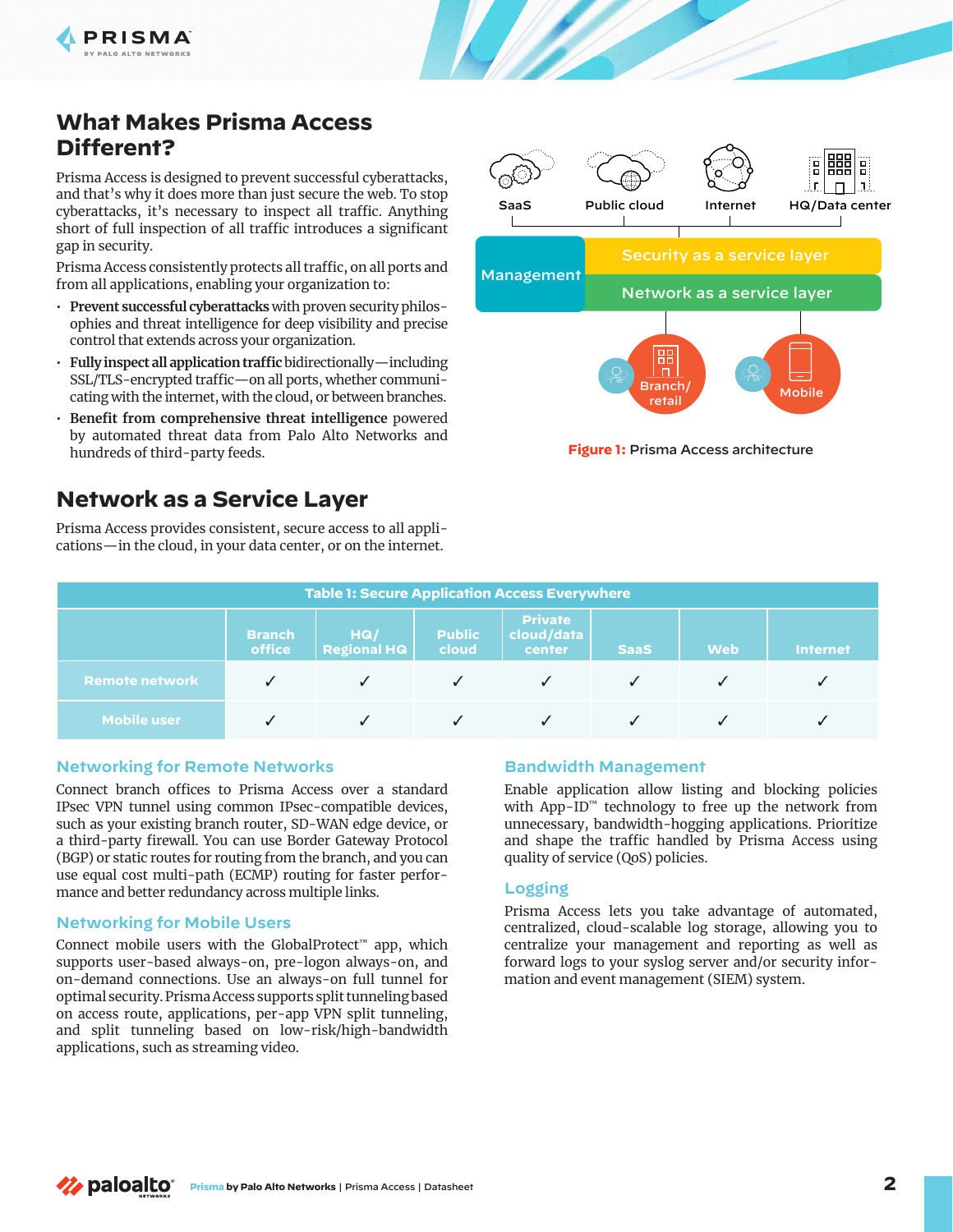## What Makes Prisma Access Different?

Prisma Access is designed to prevent successful cyberattacks, and that's why it does more than just secure the web. To stop cyberattacks, it's necessary to inspect all traffic. Anything short of full inspection of all traffic introduces a significant gap in security.

Prisma Access consistently protects all traffic, on all ports and from all applications, enabling your organization to:

- **Prevent successful cyberattacks** with proven security philosophies and threat intelligence for deep visibility and precise control that extends across your organization.
- **Fully inspect all application traffic** bidirectionally—including SSL/TLS-encrypted traffic—on all ports, whether communicating with the internet, with the cloud, or between branches.
- **Benefit from comprehensive threat intelligence** powered by automated threat data from Palo Alto Networks and hundreds of third-party feeds.

SaaS
Public cloud
Internet
HQ/Data center
Management
Security as a service layer
Network as a service layer
Branch/retail
Mobile

**Figure 1:** Prisma Access architecture

## Network as a Service Layer

Prisma Access provides consistent, secure access to all applications—in the cloud, in your data center, or on the internet.

**Table 1: Secure Application Access Everywhere**

| | Branch office | HQ/ Regional HQ | Public cloud | Private cloud/data center | SaaS | Web | Internet |
|---|---|---|---|---|---|---|---|
| Remote network | ✓ | ✓ | ✓ | ✓ | ✓ | ✓ | ✓ |
| Mobile user | ✓ | ✓ | ✓ | ✓ | ✓ | ✓ | ✓ |

### Networking for Remote Networks

Connect branch offices to Prisma Access over a standard IPsec VPN tunnel using common IPsec-compatible devices, such as your existing branch router, SD-WAN edge device, or a third-party firewall. You can use Border Gateway Protocol (BGP) or static routes for routing from the branch, and you can use equal cost multi-path (ECMP) routing for faster performance and better redundancy across multiple links.

### Networking for Mobile Users

Connect mobile users with the GlobalProtect™ app, which supports user-based always-on, pre-logon always-on, and on-demand connections. Use an always-on full tunnel for optimal security. Prisma Access supports split tunneling based on access route, applications, per-app VPN split tunneling, and split tunneling based on low-risk/high-bandwidth applications, such as streaming video.

### Bandwidth Management

Enable application allow listing and blocking policies with App-ID™ technology to free up the network from unnecessary, bandwidth-hogging applications. Prioritize and shape the traffic handled by Prisma Access using quality of service (QoS) policies.

### Logging

Prisma Access lets you take advantage of automated, centralized, cloud-scalable log storage, allowing you to centralize your management and reporting as well as forward logs to your syslog server and/or security information and event management (SIEM) system.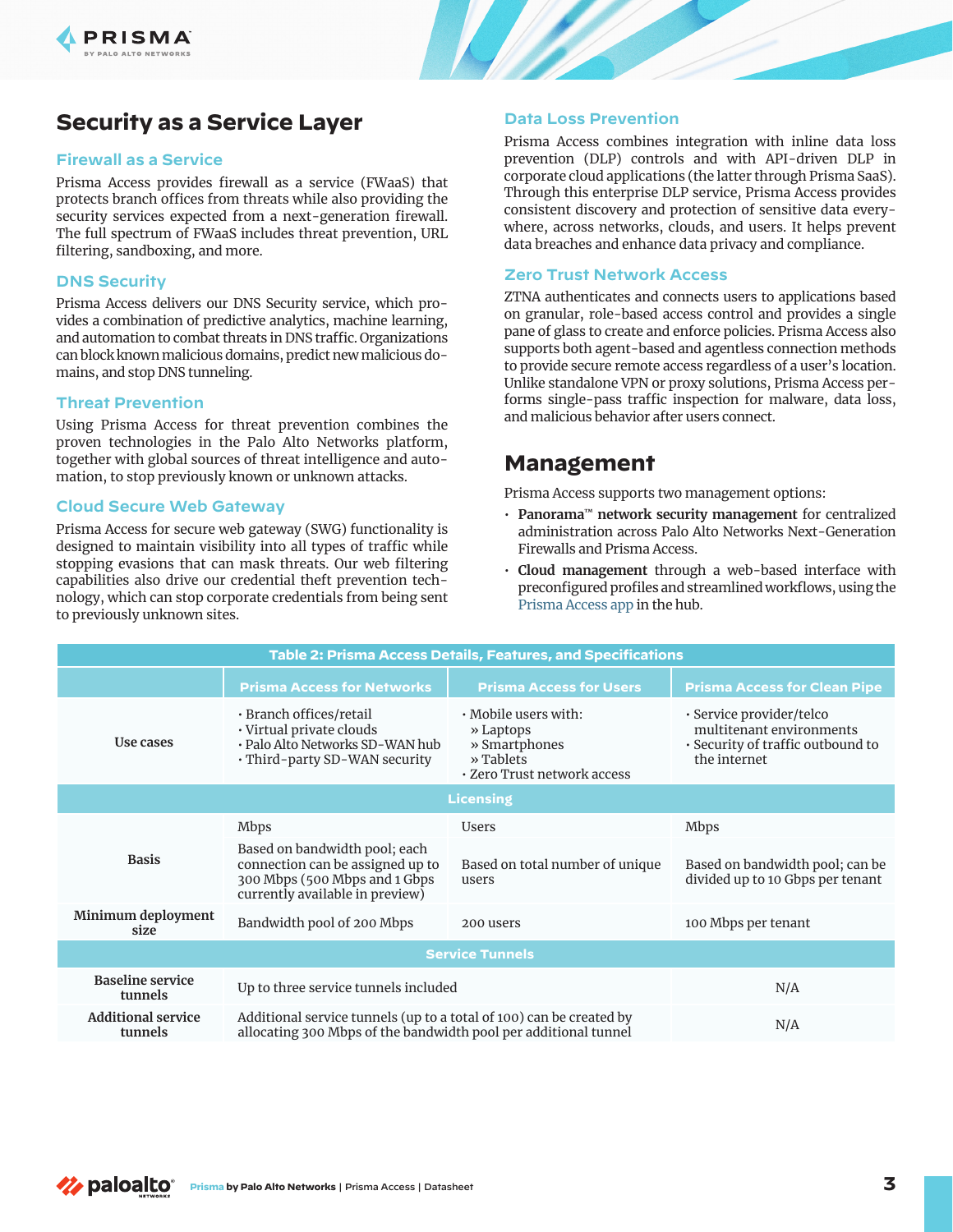## Security as a Service Layer

### Firewall as a Service

Prisma Access provides firewall as a service (FWaaS) that protects branch offices from threats while also providing the security services expected from a next-generation firewall. The full spectrum of FWaaS includes threat prevention, URL filtering, sandboxing, and more.

### DNS Security

Prisma Access delivers our DNS Security service, which provides a combination of predictive analytics, machine learning, and automation to combat threats in DNS traffic. Organizations can block known malicious domains, predict new malicious domains, and stop DNS tunneling.

### Threat Prevention

Using Prisma Access for threat prevention combines the proven technologies in the Palo Alto Networks platform, together with global sources of threat intelligence and automation, to stop previously known or unknown attacks.

### Cloud Secure Web Gateway

Prisma Access for secure web gateway (SWG) functionality is designed to maintain visibility into all types of traffic while stopping evasions that can mask threats. Our web filtering capabilities also drive our credential theft prevention technology, which can stop corporate credentials from being sent to previously unknown sites.

### Data Loss Prevention

Prisma Access combines integration with inline data loss prevention (DLP) controls and with API-driven DLP in corporate cloud applications (the latter through Prisma SaaS). Through this enterprise DLP service, Prisma Access provides consistent discovery and protection of sensitive data everywhere, across networks, clouds, and users. It helps prevent data breaches and enhance data privacy and compliance.

### Zero Trust Network Access

ZTNA authenticates and connects users to applications based on granular, role-based access control and provides a single pane of glass to create and enforce policies. Prisma Access also supports both agent-based and agentless connection methods to provide secure remote access regardless of a user's location. Unlike standalone VPN or proxy solutions, Prisma Access performs single-pass traffic inspection for malware, data loss, and malicious behavior after users connect.

## Management

Prisma Access supports two management options:

- **Panorama™ network security management** for centralized administration across Palo Alto Networks Next-Generation Firewalls and Prisma Access.
- **Cloud management** through a web-based interface with preconfigured profiles and streamlined workflows, using the Prisma Access app in the hub.

**Table 2: Prisma Access Details, Features, and Specifications**

| | Prisma Access for Networks | Prisma Access for Users | Prisma Access for Clean Pipe |
|---|---|---|---|
| Use cases | • Branch offices/retail<br>• Virtual private clouds<br>• Palo Alto Networks SD-WAN hub<br>• Third-party SD-WAN security | • Mobile users with:<br>» Laptops<br>» Smartphones<br>» Tablets<br>• Zero Trust network access | • Service provider/telco multitenant environments<br>• Security of traffic outbound to the internet |
| **Licensing** | | | |
| Basis | Mbps<br>Based on bandwidth pool; each connection can be assigned up to 300 Mbps (500 Mbps and 1 Gbps currently available in preview) | Users<br>Based on total number of unique users | Mbps<br>Based on bandwidth pool; can be divided up to 10 Gbps per tenant |
| Minimum deployment size | Bandwidth pool of 200 Mbps | 200 users | 100 Mbps per tenant |
| **Service Tunnels** | | | |
| Baseline service tunnels | Up to three service tunnels included | | N/A |
| Additional service tunnels | Additional service tunnels (up to a total of 100) can be created by allocating 300 Mbps of the bandwidth pool per additional tunnel | | N/A |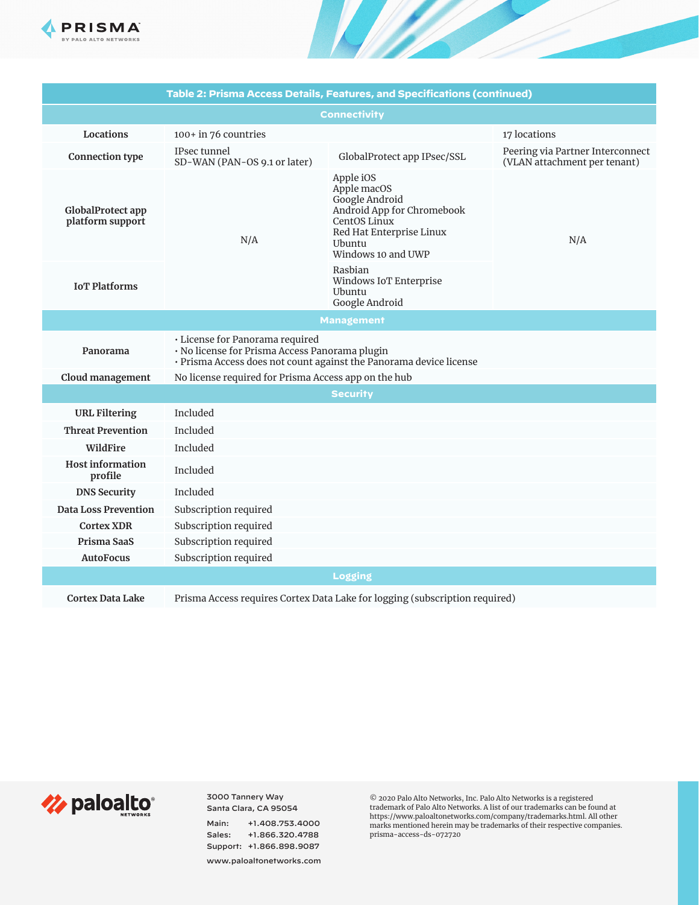| Table 2: Prisma Access Details, Features, and Specifications (continued) | | | |
|---|---|---|---|
| **Connectivity** | | | |
| **Locations** | 100+ in 76 countries | | 17 locations |
| **Connection type** | IPsec tunnel<br>SD-WAN (PAN-OS 9.1 or later) | GlobalProtect app IPsec/SSL | Peering via Partner Interconnect (VLAN attachment per tenant) |
| **GlobalProtect app platform support** | N/A | Apple iOS<br>Apple macOS<br>Google Android<br>Android App for Chromebook<br>CentOS Linux<br>Red Hat Enterprise Linux<br>Ubuntu<br>Windows 10 and UWP | N/A |
| **IoT Platforms** | | Rasbian<br>Windows IoT Enterprise<br>Ubuntu<br>Google Android | |
| **Management** | | | |
| **Panorama** | • License for Panorama required<br>• No license for Prisma Access Panorama plugin<br>• Prisma Access does not count against the Panorama device license | | |
| **Cloud management** | No license required for Prisma Access app on the hub | | |
| **Security** | | | |
| **URL Filtering** | Included | | |
| **Threat Prevention** | Included | | |
| **WildFire** | Included | | |
| **Host information profile** | Included | | |
| **DNS Security** | Included | | |
| **Data Loss Prevention** | Subscription required | | |
| **Cortex XDR** | Subscription required | | |
| **Prisma SaaS** | Subscription required | | |
| **AutoFocus** | Subscription required | | |
| **Logging** | | | |
| **Cortex Data Lake** | Prisma Access requires Cortex Data Lake for logging (subscription required) | | |

3000 Tannery Way
Santa Clara, CA 95054

Main: +1.408.753.4000
Sales: +1.866.320.4788
Support: +1.866.898.9087

www.paloaltonetworks.com

© 2020 Palo Alto Networks, Inc. Palo Alto Networks is a registered trademark of Palo Alto Networks. A list of our trademarks can be found at https://www.paloaltonetworks.com/company/trademarks.html. All other marks mentioned herein may be trademarks of their respective companies.
prisma-access-ds-072720